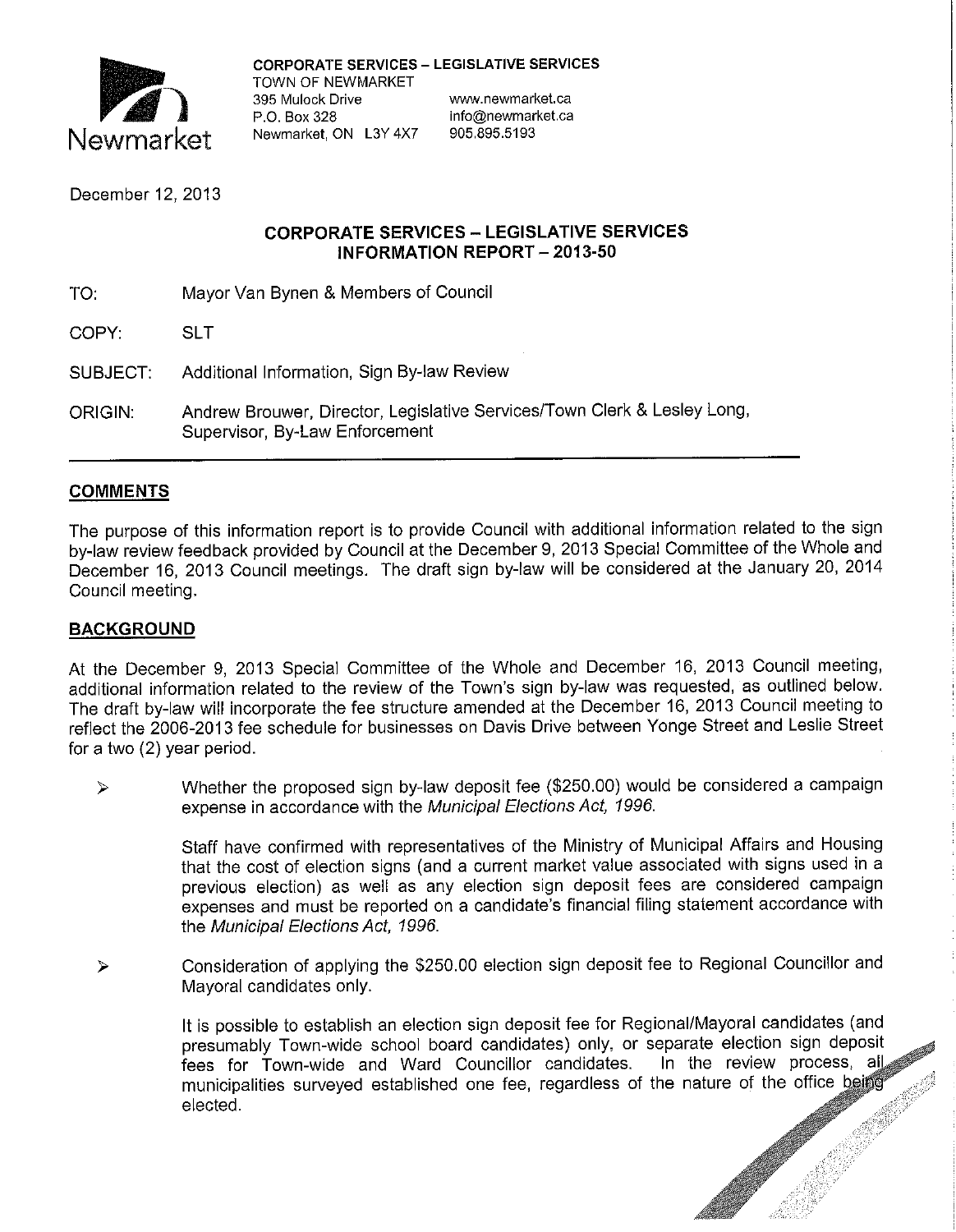**CORPORATE SERVICES – LEGISLATIVE SERVICES**
TOWN OF NEWMARKET
395 Mulock Drive
P.O. Box 328
Newmarket, ON L3Y 4X7

www.newmarket.ca
info@newmarket.ca
905.895.5193

December 12, 2013

**CORPORATE SERVICES – LEGISLATIVE SERVICES**
**INFORMATION REPORT – 2013-50**

TO: Mayor Van Bynen & Members of Council

COPY: SLT

SUBJECT: Additional Information, Sign By-law Review

ORIGIN: Andrew Brouwer, Director, Legislative Services/Town Clerk & Lesley Long, Supervisor, By-Law Enforcement

## COMMENTS

The purpose of this information report is to provide Council with additional information related to the sign by-law review feedback provided by Council at the December 9, 2013 Special Committee of the Whole and December 16, 2013 Council meetings. The draft sign by-law will be considered at the January 20, 2014 Council meeting.

## BACKGROUND

At the December 9, 2013 Special Committee of the Whole and December 16, 2013 Council meeting, additional information related to the review of the Town's sign by-law was requested, as outlined below. The draft by-law will incorporate the fee structure amended at the December 16, 2013 Council meeting to reflect the 2006-2013 fee schedule for businesses on Davis Drive between Yonge Street and Leslie Street for a two (2) year period.

- Whether the proposed sign by-law deposit fee ($250.00) would be considered a campaign expense in accordance with the *Municipal Elections Act, 1996.*

  Staff have confirmed with representatives of the Ministry of Municipal Affairs and Housing that the cost of election signs (and a current market value associated with signs used in a previous election) as well as any election sign deposit fees are considered campaign expenses and must be reported on a candidate's financial filing statement accordance with the *Municipal Elections Act, 1996.*

- Consideration of applying the $250.00 election sign deposit fee to Regional Councillor and Mayoral candidates only.

  It is possible to establish an election sign deposit fee for Regional/Mayoral candidates (and presumably Town-wide school board candidates) only, or separate election sign deposit fees for Town-wide and Ward Councillor candidates. In the review process, all municipalities surveyed established one fee, regardless of the nature of the office being elected.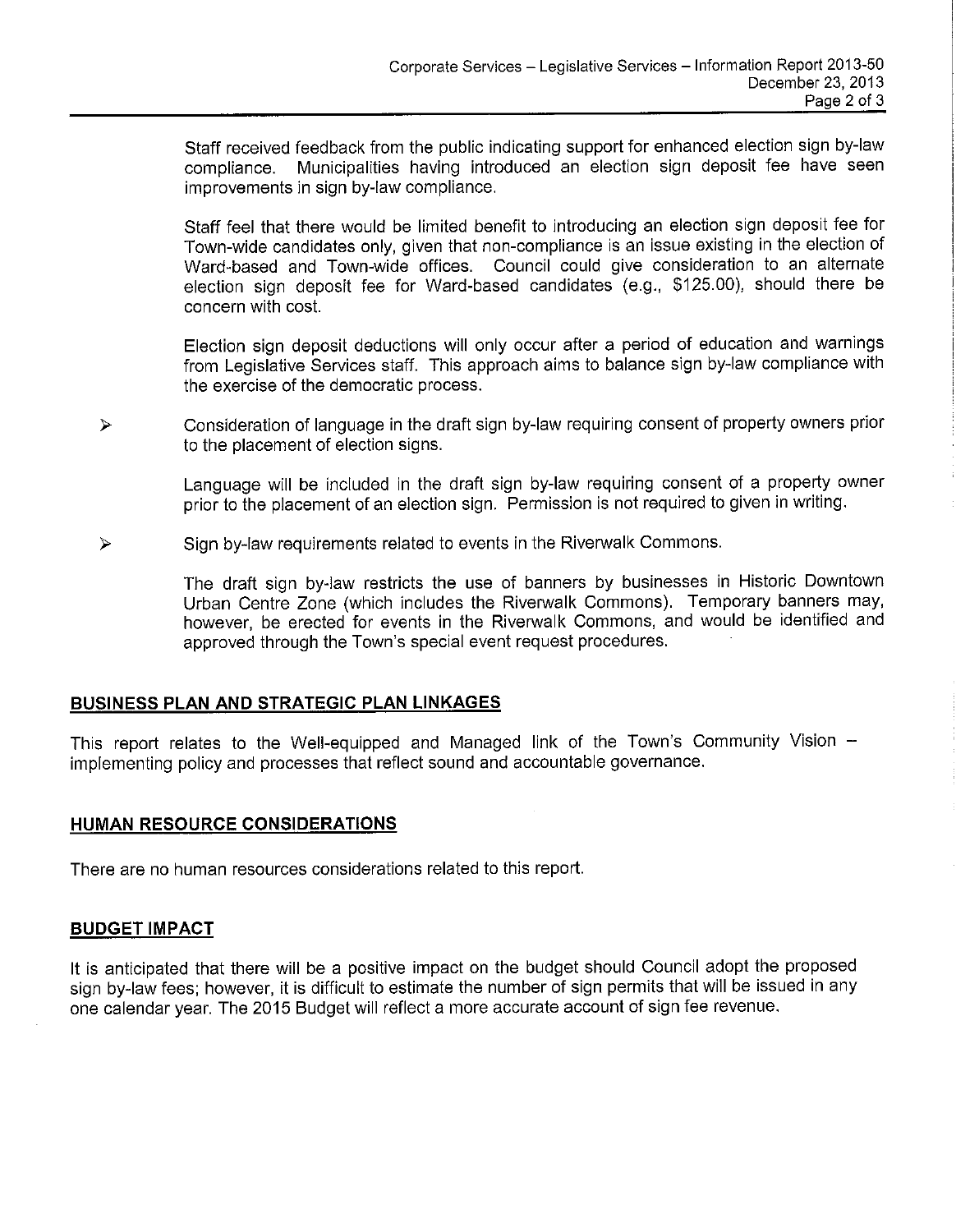Staff received feedback from the public indicating support for enhanced election sign by-law compliance. Municipalities having introduced an election sign deposit fee have seen improvements in sign by-law compliance.

Staff feel that there would be limited benefit to introducing an election sign deposit fee for Town-wide candidates only, given that non-compliance is an issue existing in the election of Ward-based and Town-wide offices. Council could give consideration to an alternate election sign deposit fee for Ward-based candidates (e.g., $125.00), should there be concern with cost.

Election sign deposit deductions will only occur after a period of education and warnings from Legislative Services staff. This approach aims to balance sign by-law compliance with the exercise of the democratic process.

- Consideration of language in the draft sign by-law requiring consent of property owners prior to the placement of election signs.

  Language will be included in the draft sign by-law requiring consent of a property owner prior to the placement of an election sign. Permission is not required to given in writing.

- Sign by-law requirements related to events in the Riverwalk Commons.

  The draft sign by-law restricts the use of banners by businesses in Historic Downtown Urban Centre Zone (which includes the Riverwalk Commons). Temporary banners may, however, be erected for events in the Riverwalk Commons, and would be identified and approved through the Town's special event request procedures.

## BUSINESS PLAN AND STRATEGIC PLAN LINKAGES

This report relates to the Well-equipped and Managed link of the Town's Community Vision – implementing policy and processes that reflect sound and accountable governance.

## HUMAN RESOURCE CONSIDERATIONS

There are no human resources considerations related to this report.

## BUDGET IMPACT

It is anticipated that there will be a positive impact on the budget should Council adopt the proposed sign by-law fees; however, it is difficult to estimate the number of sign permits that will be issued in any one calendar year. The 2015 Budget will reflect a more accurate account of sign fee revenue.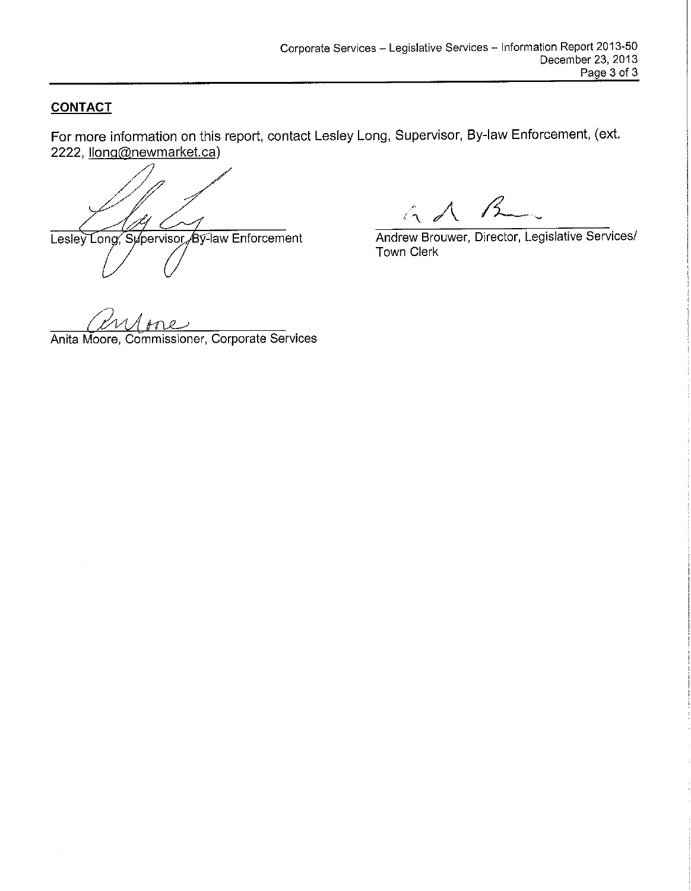## CONTACT

For more information on this report, contact Lesley Long, Supervisor, By-law Enforcement, (ext. 2222, llong@newmarket.ca)

Lesley Long, Supervisor, By-law Enforcement

Andrew Brouwer, Director, Legislative Services/ Town Clerk

Anita Moore, Commissioner, Corporate Services